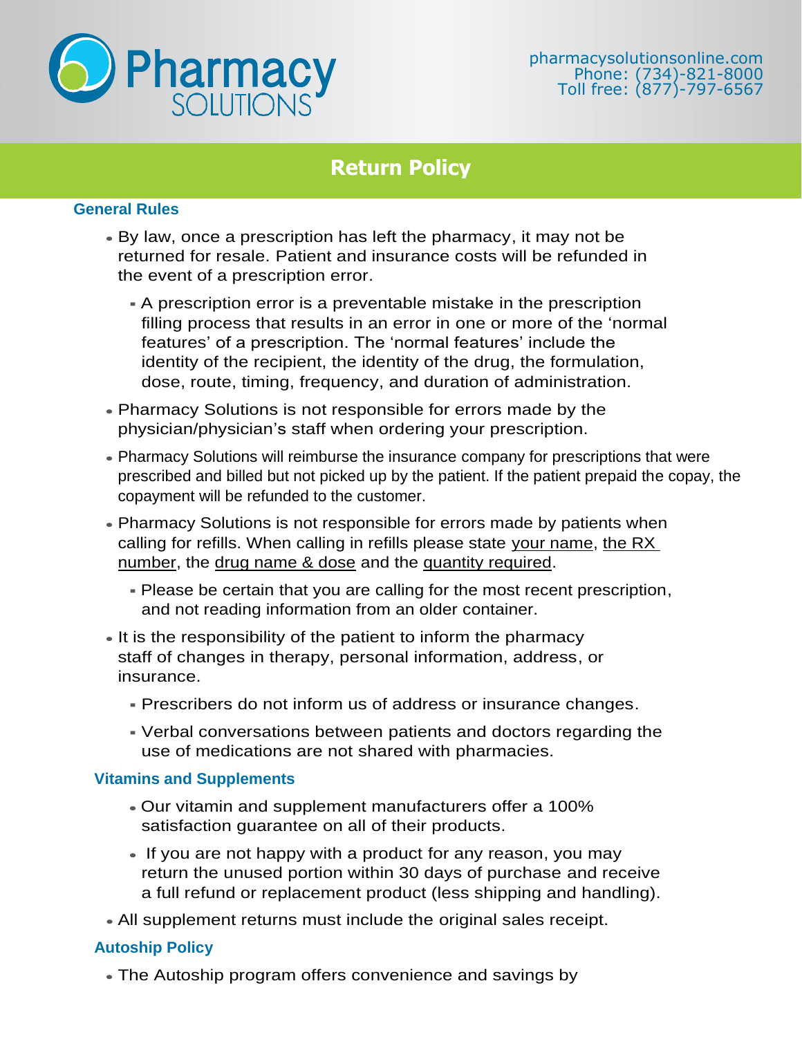# Pharmacy Solutions

pharmacysolutionsonline.com
Phone: (734)-821-8000
Toll free: (877)-797-6567

## Return Policy

### General Rules

- By law, once a prescription has left the pharmacy, it may not be returned for resale. Patient and insurance costs will be refunded in the event of a prescription error.
  - A prescription error is a preventable mistake in the prescription filling process that results in an error in one or more of the 'normal features' of a prescription. The 'normal features' include the identity of the recipient, the identity of the drug, the formulation, dose, route, timing, frequency, and duration of administration.
- Pharmacy Solutions is not responsible for errors made by the physician/physician's staff when ordering your prescription.
- Pharmacy Solutions will reimburse the insurance company for prescriptions that were prescribed and billed but not picked up by the patient. If the patient prepaid the copay, the copayment will be refunded to the customer.
- Pharmacy Solutions is not responsible for errors made by patients when calling for refills. When calling in refills please state <u>your name</u>, <u>the RX number</u>, the <u>drug name & dose</u> and the <u>quantity required</u>.
  - Please be certain that you are calling for the most recent prescription, and not reading information from an older container.
- It is the responsibility of the patient to inform the pharmacy staff of changes in therapy, personal information, address, or insurance.
  - Prescribers do not inform us of address or insurance changes.
  - Verbal conversations between patients and doctors regarding the use of medications are not shared with pharmacies.

### Vitamins and Supplements

- Our vitamin and supplement manufacturers offer a 100% satisfaction guarantee on all of their products.
- If you are not happy with a product for any reason, you may return the unused portion within 30 days of purchase and receive a full refund or replacement product (less shipping and handling).
- All supplement returns must include the original sales receipt.

### Autoship Policy

- The Autoship program offers convenience and savings by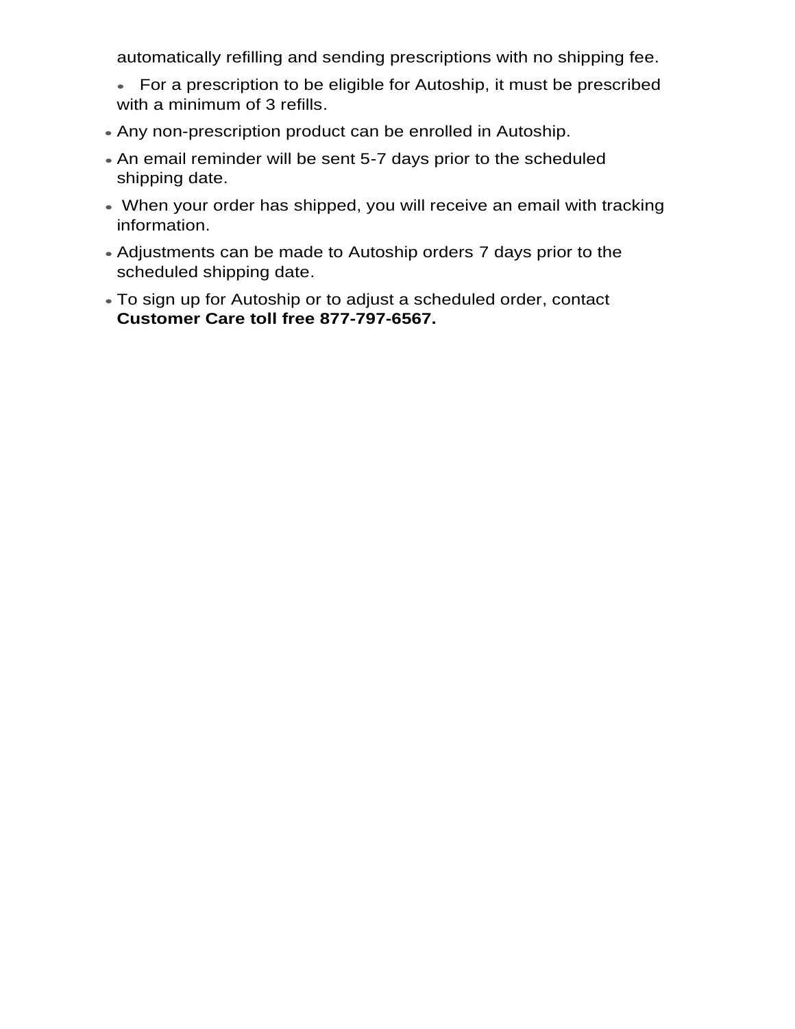automatically refilling and sending prescriptions with no shipping fee.

- For a prescription to be eligible for Autoship, it must be prescribed with a minimum of 3 refills.
- Any non-prescription product can be enrolled in Autoship.
- An email reminder will be sent 5-7 days prior to the scheduled shipping date.
- When your order has shipped, you will receive an email with tracking information.
- Adjustments can be made to Autoship orders 7 days prior to the scheduled shipping date.
- To sign up for Autoship or to adjust a scheduled order, contact **Customer Care toll free 877-797-6567.**